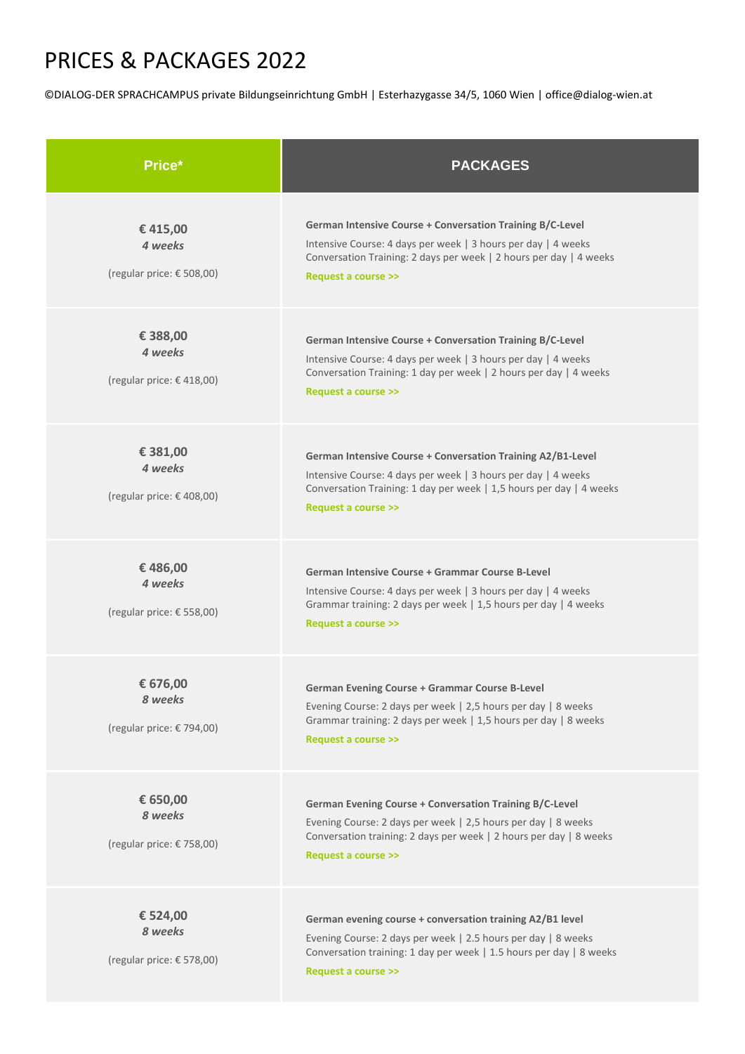# PRICES & PACKAGES 2022

©DIALOG-DER SPRACHCAMPUS private Bildungseinrichtung GmbH | Esterhazygasse 34/5, 1060 Wien | office@dialog-wien.at

| Price* | PACKAGES |
|---|---|
| **€ 415,00**<br>***4 weeks***<br><br>(regular price: € 508,00) | **German Intensive Course + Conversation Training B/C-Level**<br>Intensive Course: 4 days per week \| 3 hours per day \| 4 weeks<br>Conversation Training: 2 days per week \| 2 hours per day \| 4 weeks<br>**Request a course >>** |
| **€ 388,00**<br>***4 weeks***<br><br>(regular price: € 418,00) | **German Intensive Course + Conversation Training B/C-Level**<br>Intensive Course: 4 days per week \| 3 hours per day \| 4 weeks<br>Conversation Training: 1 day per week \| 2 hours per day \| 4 weeks<br>**Request a course >>** |
| **€ 381,00**<br>***4 weeks***<br><br>(regular price: € 408,00) | **German Intensive Course + Conversation Training A2/B1-Level**<br>Intensive Course: 4 days per week \| 3 hours per day \| 4 weeks<br>Conversation Training: 1 day per week \| 1,5 hours per day \| 4 weeks<br>**Request a course >>** |
| **€ 486,00**<br>***4 weeks***<br><br>(regular price: € 558,00) | **German Intensive Course + Grammar Course B-Level**<br>Intensive Course: 4 days per week \| 3 hours per day \| 4 weeks<br>Grammar training: 2 days per week \| 1,5 hours per day \| 4 weeks<br>**Request a course >>** |
| **€ 676,00**<br>***8 weeks***<br><br>(regular price: € 794,00) | **German Evening Course + Grammar Course B-Level**<br>Evening Course: 2 days per week \| 2,5 hours per day \| 8 weeks<br>Grammar training: 2 days per week \| 1,5 hours per day \| 8 weeks<br>**Request a course >>** |
| **€ 650,00**<br>***8 weeks***<br><br>(regular price: € 758,00) | **German Evening Course + Conversation Training B/C-Level**<br>Evening Course: 2 days per week \| 2,5 hours per day \| 8 weeks<br>Conversation training: 2 days per week \| 2 hours per day \| 8 weeks<br>**Request a course >>** |
| **€ 524,00**<br>***8 weeks***<br><br>(regular price: € 578,00) | **German evening course + conversation training A2/B1 level**<br>Evening Course: 2 days per week \| 2.5 hours per day \| 8 weeks<br>Conversation training: 1 day per week \| 1.5 hours per day \| 8 weeks<br>**Request a course >>** |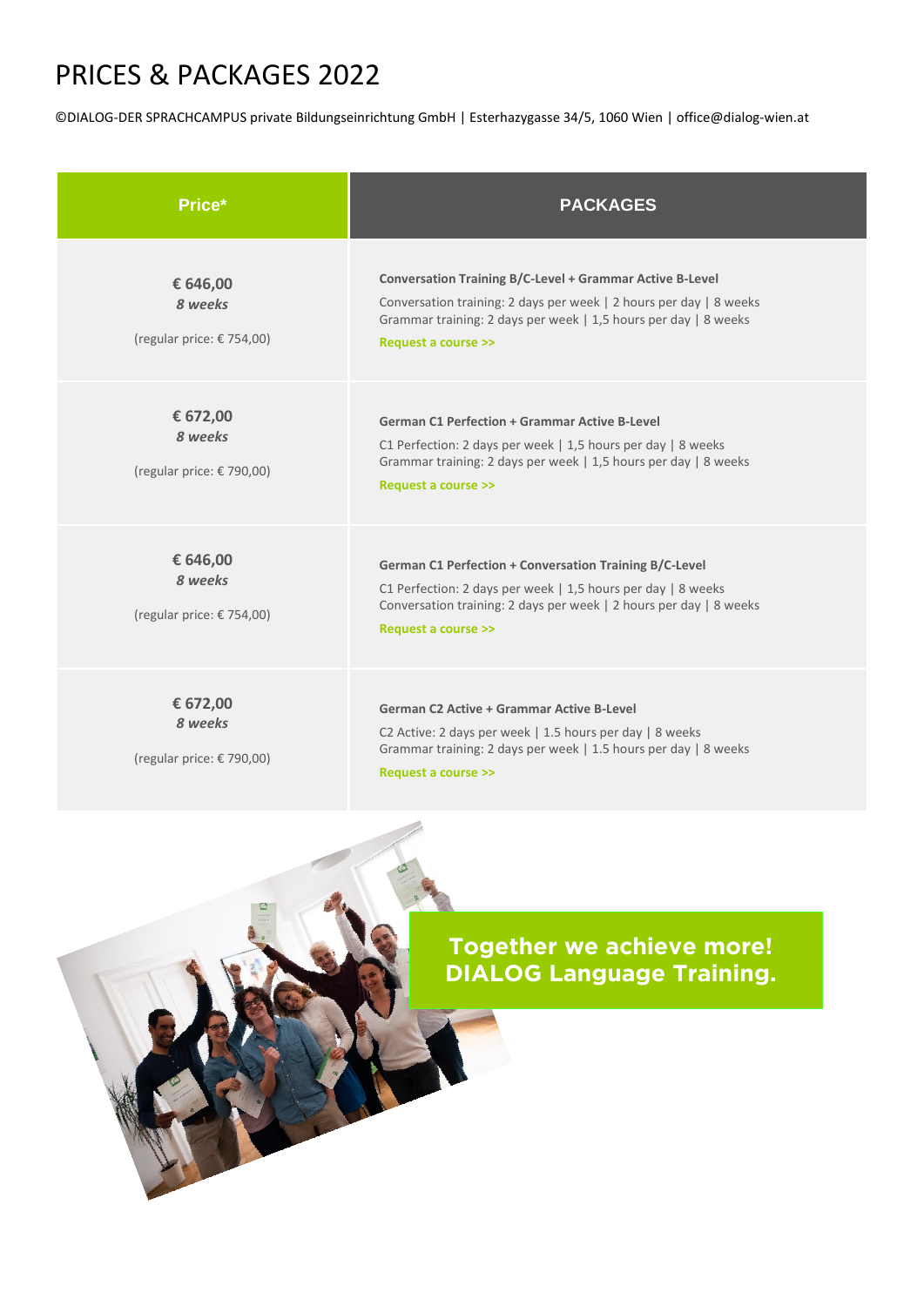# PRICES & PACKAGES 2022

©DIALOG-DER SPRACHCAMPUS private Bildungseinrichtung GmbH | Esterhazygasse 34/5, 1060 Wien | office@dialog-wien.at

| Price* | PACKAGES |
|---|---|
| **€ 646,00**<br>***8 weeks***<br><br>(regular price: € 754,00) | **Conversation Training B/C-Level + Grammar Active B-Level**<br>Conversation training: 2 days per week \| 2 hours per day \| 8 weeks<br>Grammar training: 2 days per week \| 1,5 hours per day \| 8 weeks<br>**Request a course >>** |
| **€ 672,00**<br>***8 weeks***<br><br>(regular price: € 790,00) | **German C1 Perfection + Grammar Active B-Level**<br>C1 Perfection: 2 days per week \| 1,5 hours per day \| 8 weeks<br>Grammar training: 2 days per week \| 1,5 hours per day \| 8 weeks<br>**Request a course >>** |
| **€ 646,00**<br>***8 weeks***<br><br>(regular price: € 754,00) | **German C1 Perfection + Conversation Training B/C-Level**<br>C1 Perfection: 2 days per week \| 1,5 hours per day \| 8 weeks<br>Conversation training: 2 days per week \| 2 hours per day \| 8 weeks<br>**Request a course >>** |
| **€ 672,00**<br>***8 weeks***<br><br>(regular price: € 790,00) | **German C2 Active + Grammar Active B-Level**<br>C2 Active: 2 days per week \| 1.5 hours per day \| 8 weeks<br>Grammar training: 2 days per week \| 1.5 hours per day \| 8 weeks<br>**Request a course >>** |

**Together we achieve more!**
**DIALOG Language Training.**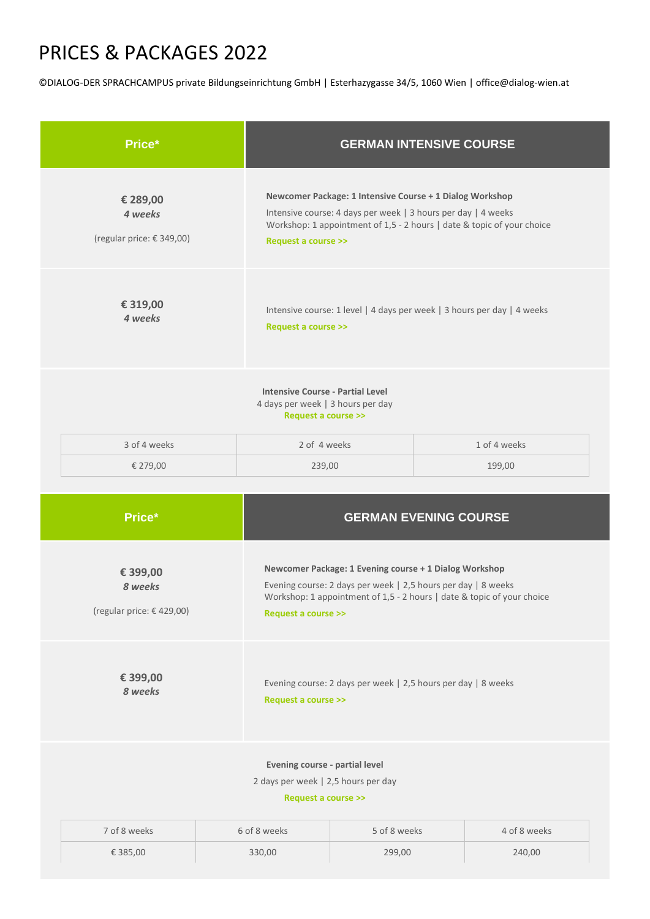# PRICES & PACKAGES 2022

©DIALOG-DER SPRACHCAMPUS private Bildungseinrichtung GmbH | Esterhazygasse 34/5, 1060 Wien | office@dialog-wien.at

| Price* | GERMAN INTENSIVE COURSE |
|---|---|
| **€ 289,00**<br>***4 weeks***<br><br>(regular price: € 349,00) | **Newcomer Package: 1 Intensive Course + 1 Dialog Workshop**<br>Intensive course: 4 days per week \| 3 hours per day \| 4 weeks<br>Workshop: 1 appointment of 1,5 - 2 hours \| date & topic of your choice<br>**Request a course >>** |
| **€ 319,00**<br>***4 weeks*** | Intensive course: 1 level \| 4 days per week \| 3 hours per day \| 4 weeks<br>**Request a course >>** |

**Intensive Course - Partial Level**
4 days per week | 3 hours per day
**Request a course >>**

| 3 of 4 weeks | 2 of 4 weeks | 1 of 4 weeks |
|---|---|---|
| € 279,00 | 239,00 | 199,00 |

| Price* | GERMAN EVENING COURSE |
|---|---|
| **€ 399,00**<br>***8 weeks***<br><br>(regular price: € 429,00) | **Newcomer Package: 1 Evening course + 1 Dialog Workshop**<br>Evening course: 2 days per week \| 2,5 hours per day \| 8 weeks<br>Workshop: 1 appointment of 1,5 - 2 hours \| date & topic of your choice<br>**Request a course >>** |
| **€ 399,00**<br>***8 weeks*** | Evening course: 2 days per week \| 2,5 hours per day \| 8 weeks<br>**Request a course >>** |

**Evening course - partial level**
2 days per week | 2,5 hours per day
**Request a course >>**

| 7 of 8 weeks | 6 of 8 weeks | 5 of 8 weeks | 4 of 8 weeks |
|---|---|---|---|
| € 385,00 | 330,00 | 299,00 | 240,00 |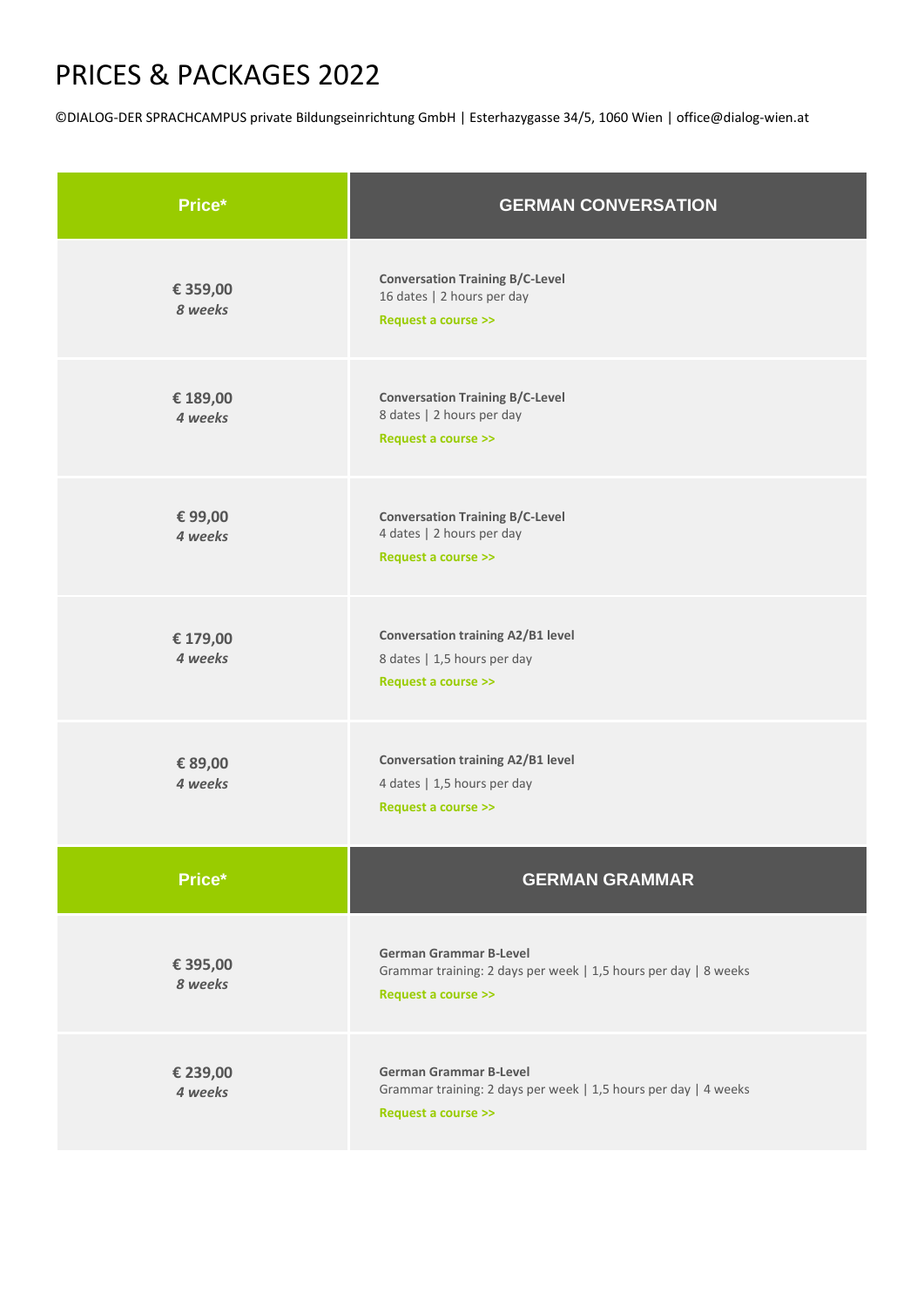# PRICES & PACKAGES 2022

©DIALOG-DER SPRACHCAMPUS private Bildungseinrichtung GmbH | Esterhazygasse 34/5, 1060 Wien | office@dialog-wien.at

| Price* | GERMAN CONVERSATION |
| --- | --- |
| **€ 359,00**<br>***8 weeks*** | **Conversation Training B/C-Level**<br>16 dates \| 2 hours per day<br>**Request a course >>** |
| **€ 189,00**<br>***4 weeks*** | **Conversation Training B/C-Level**<br>8 dates \| 2 hours per day<br>**Request a course >>** |
| **€ 99,00**<br>***4 weeks*** | **Conversation Training B/C-Level**<br>4 dates \| 2 hours per day<br>**Request a course >>** |
| **€ 179,00**<br>***4 weeks*** | **Conversation training A2/B1 level**<br>8 dates \| 1,5 hours per day<br>**Request a course >>** |
| **€ 89,00**<br>***4 weeks*** | **Conversation training A2/B1 level**<br>4 dates \| 1,5 hours per day<br>**Request a course >>** |
| **Price*** | **GERMAN GRAMMAR** |
| **€ 395,00**<br>***8 weeks*** | **German Grammar B-Level**<br>Grammar training: 2 days per week \| 1,5 hours per day \| 8 weeks<br>**Request a course >>** |
| **€ 239,00**<br>***4 weeks*** | **German Grammar B-Level**<br>Grammar training: 2 days per week \| 1,5 hours per day \| 4 weeks<br>**Request a course >>** |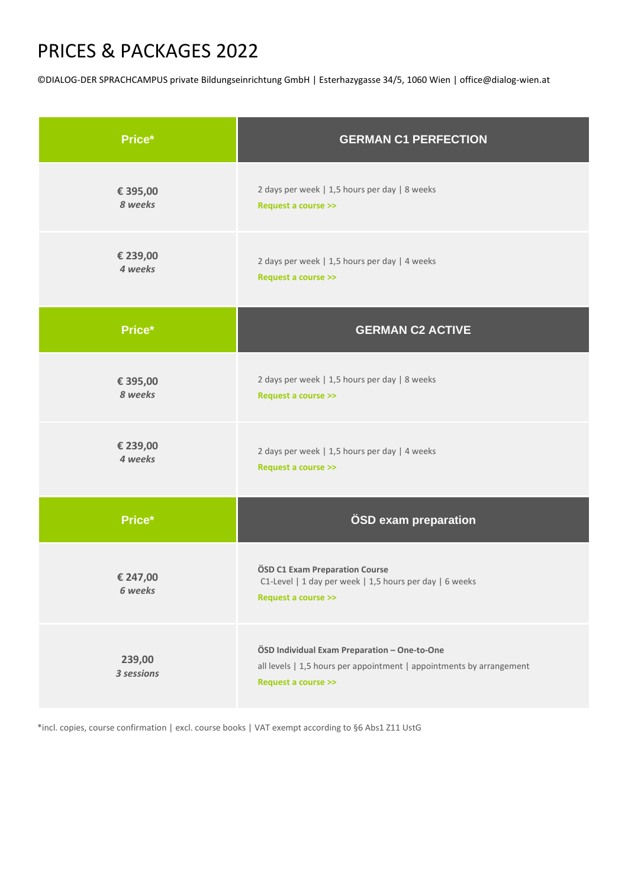# PRICES & PACKAGES 2022

©DIALOG-DER SPRACHCAMPUS private Bildungseinrichtung GmbH | Esterhazygasse 34/5, 1060 Wien | office@dialog-wien.at

| Price* | GERMAN C1 PERFECTION |
|---|---|
| **€ 395,00** *8 weeks* | 2 days per week \| 1,5 hours per day \| 8 weeks<br>Request a course >> |
| **€ 239,00** *4 weeks* | 2 days per week \| 1,5 hours per day \| 4 weeks<br>Request a course >> |

| Price* | GERMAN C2 ACTIVE |
|---|---|
| **€ 395,00** *8 weeks* | 2 days per week \| 1,5 hours per day \| 8 weeks<br>Request a course >> |
| **€ 239,00** *4 weeks* | 2 days per week \| 1,5 hours per day \| 4 weeks<br>Request a course >> |

| Price* | ÖSD exam preparation |
|---|---|
| **€ 247,00** *6 weeks* | **ÖSD C1 Exam Preparation Course**<br>C1-Level \| 1 day per week \| 1,5 hours per day \| 6 weeks<br>Request a course >> |
| **239,00** *3 sessions* | **ÖSD Individual Exam Preparation – One-to-One**<br>all levels \| 1,5 hours per appointment \| appointments by arrangement<br>Request a course >> |

*incl. copies, course confirmation | excl. course books | VAT exempt according to §6 Abs1 Z11 UstG